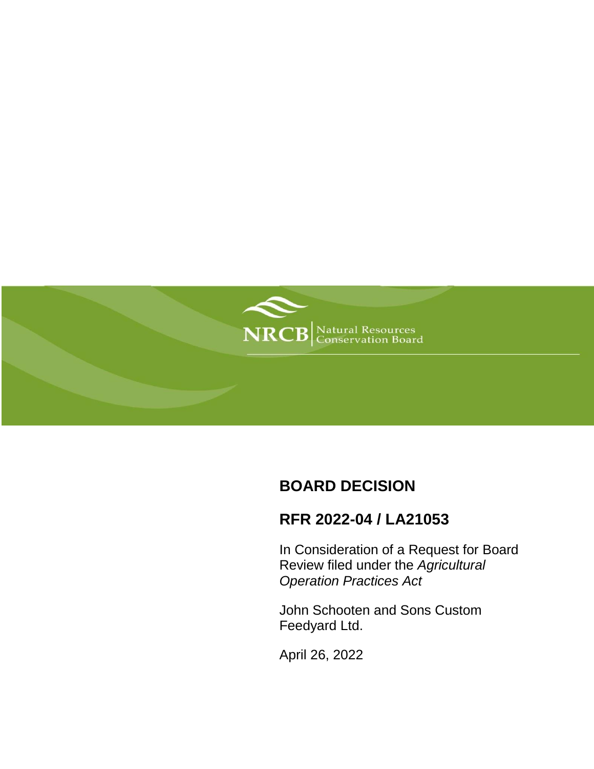NRCB | Natural Resources Conservation Board

# BOARD DECISION

## RFR 2022-04 / LA21053

In Consideration of a Request for Board Review filed under the *Agricultural Operation Practices Act*

John Schooten and Sons Custom Feedyard Ltd.

April 26, 2022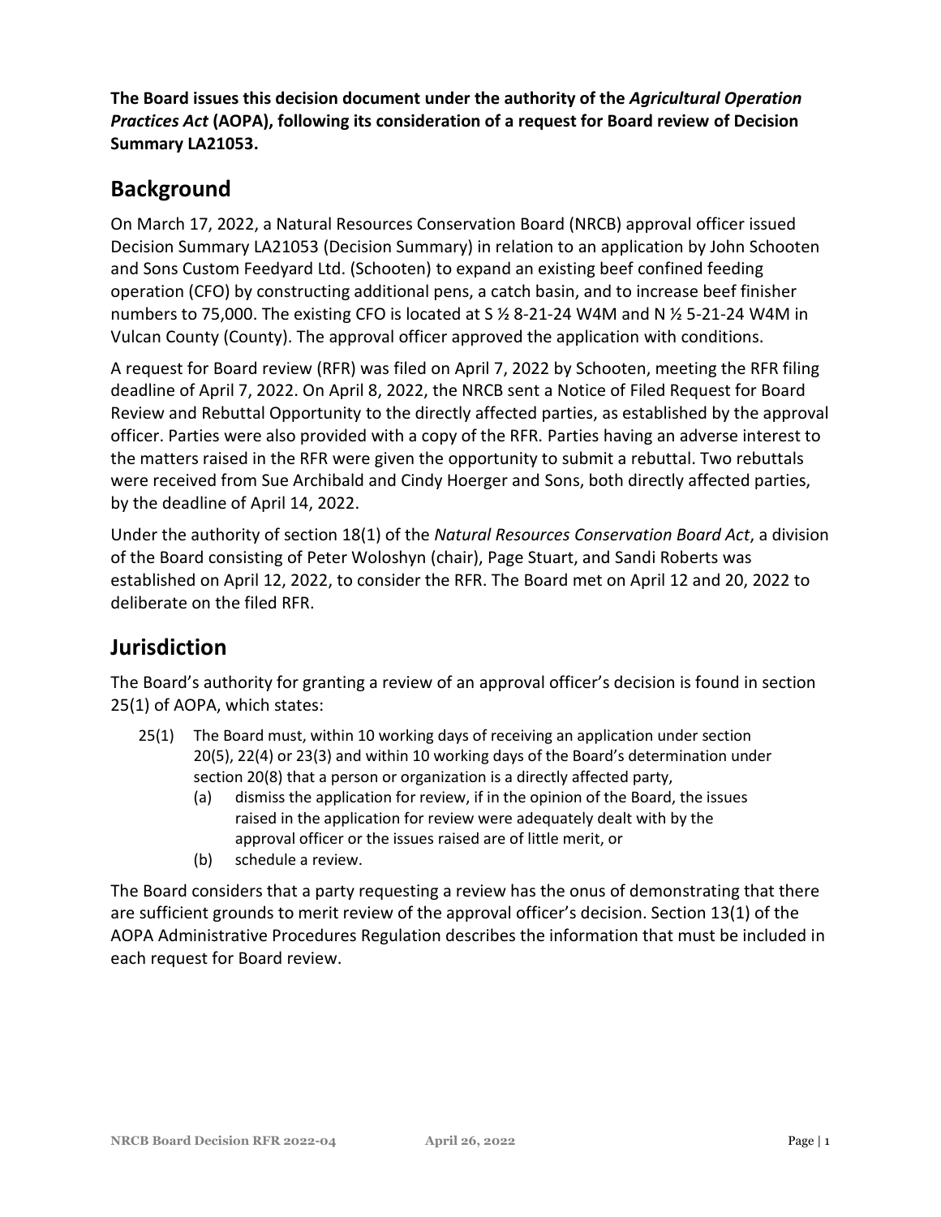**The Board issues this decision document under the authority of the *Agricultural Operation Practices Act* (AOPA), following its consideration of a request for Board review of Decision Summary LA21053.**

## Background

On March 17, 2022, a Natural Resources Conservation Board (NRCB) approval officer issued Decision Summary LA21053 (Decision Summary) in relation to an application by John Schooten and Sons Custom Feedyard Ltd. (Schooten) to expand an existing beef confined feeding operation (CFO) by constructing additional pens, a catch basin, and to increase beef finisher numbers to 75,000. The existing CFO is located at S ½ 8-21-24 W4M and N ½ 5-21-24 W4M in Vulcan County (County). The approval officer approved the application with conditions.

A request for Board review (RFR) was filed on April 7, 2022 by Schooten, meeting the RFR filing deadline of April 7, 2022. On April 8, 2022, the NRCB sent a Notice of Filed Request for Board Review and Rebuttal Opportunity to the directly affected parties, as established by the approval officer. Parties were also provided with a copy of the RFR. Parties having an adverse interest to the matters raised in the RFR were given the opportunity to submit a rebuttal. Two rebuttals were received from Sue Archibald and Cindy Hoerger and Sons, both directly affected parties, by the deadline of April 14, 2022.

Under the authority of section 18(1) of the *Natural Resources Conservation Board Act*, a division of the Board consisting of Peter Woloshyn (chair), Page Stuart, and Sandi Roberts was established on April 12, 2022, to consider the RFR. The Board met on April 12 and 20, 2022 to deliberate on the filed RFR.

## Jurisdiction

The Board's authority for granting a review of an approval officer's decision is found in section 25(1) of AOPA, which states:

25(1) The Board must, within 10 working days of receiving an application under section 20(5), 22(4) or 23(3) and within 10 working days of the Board's determination under section 20(8) that a person or organization is a directly affected party,

(a) dismiss the application for review, if in the opinion of the Board, the issues raised in the application for review were adequately dealt with by the approval officer or the issues raised are of little merit, or

(b) schedule a review.

The Board considers that a party requesting a review has the onus of demonstrating that there are sufficient grounds to merit review of the approval officer's decision. Section 13(1) of the AOPA Administrative Procedures Regulation describes the information that must be included in each request for Board review.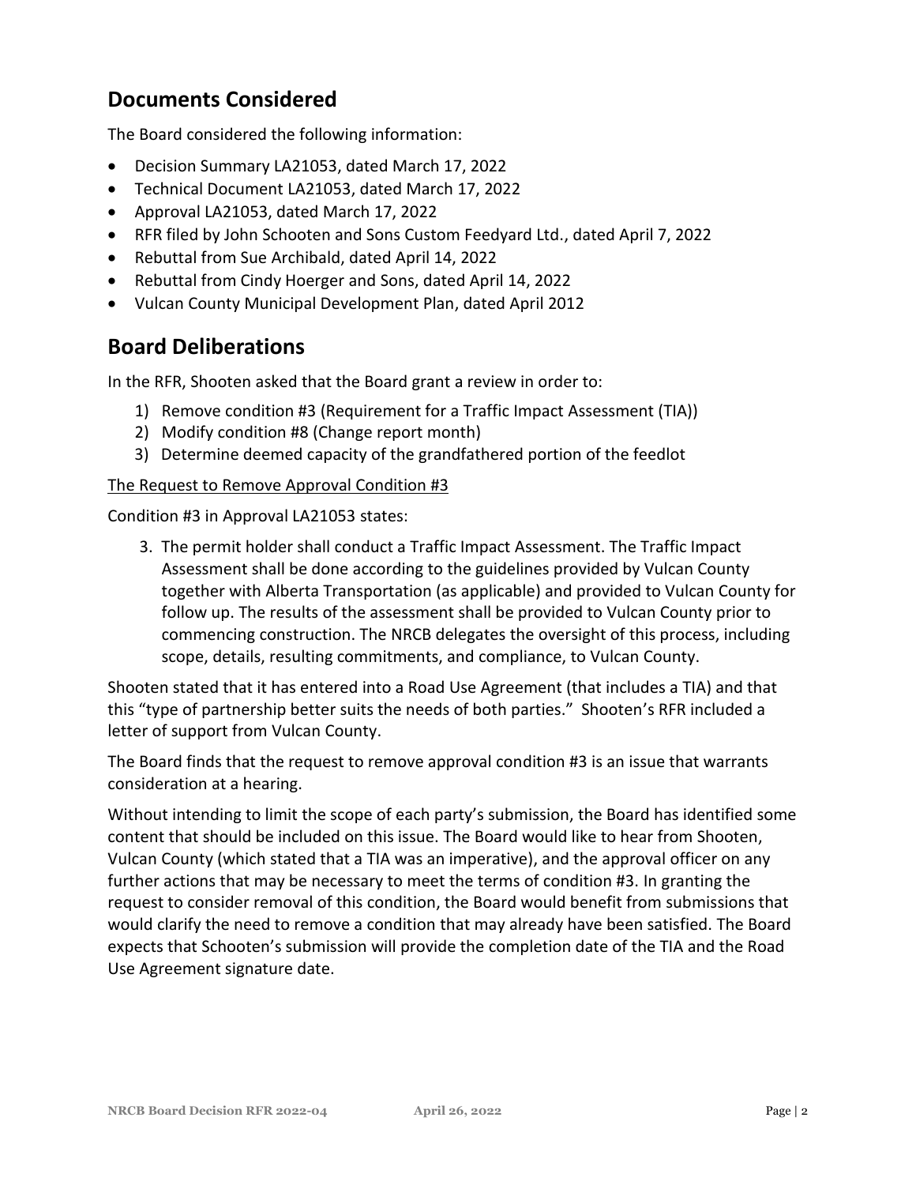## Documents Considered

The Board considered the following information:

- Decision Summary LA21053, dated March 17, 2022
- Technical Document LA21053, dated March 17, 2022
- Approval LA21053, dated March 17, 2022
- RFR filed by John Schooten and Sons Custom Feedyard Ltd., dated April 7, 2022
- Rebuttal from Sue Archibald, dated April 14, 2022
- Rebuttal from Cindy Hoerger and Sons, dated April 14, 2022
- Vulcan County Municipal Development Plan, dated April 2012

## Board Deliberations

In the RFR, Shooten asked that the Board grant a review in order to:

1) Remove condition #3 (Requirement for a Traffic Impact Assessment (TIA))
2) Modify condition #8 (Change report month)
3) Determine deemed capacity of the grandfathered portion of the feedlot

The Request to Remove Approval Condition #3

Condition #3 in Approval LA21053 states:

> 3. The permit holder shall conduct a Traffic Impact Assessment. The Traffic Impact Assessment shall be done according to the guidelines provided by Vulcan County together with Alberta Transportation (as applicable) and provided to Vulcan County for follow up. The results of the assessment shall be provided to Vulcan County prior to commencing construction. The NRCB delegates the oversight of this process, including scope, details, resulting commitments, and compliance, to Vulcan County.

Shooten stated that it has entered into a Road Use Agreement (that includes a TIA) and that this "type of partnership better suits the needs of both parties." Shooten's RFR included a letter of support from Vulcan County.

The Board finds that the request to remove approval condition #3 is an issue that warrants consideration at a hearing.

Without intending to limit the scope of each party's submission, the Board has identified some content that should be included on this issue. The Board would like to hear from Shooten, Vulcan County (which stated that a TIA was an imperative), and the approval officer on any further actions that may be necessary to meet the terms of condition #3. In granting the request to consider removal of this condition, the Board would benefit from submissions that would clarify the need to remove a condition that may already have been satisfied. The Board expects that Schooten's submission will provide the completion date of the TIA and the Road Use Agreement signature date.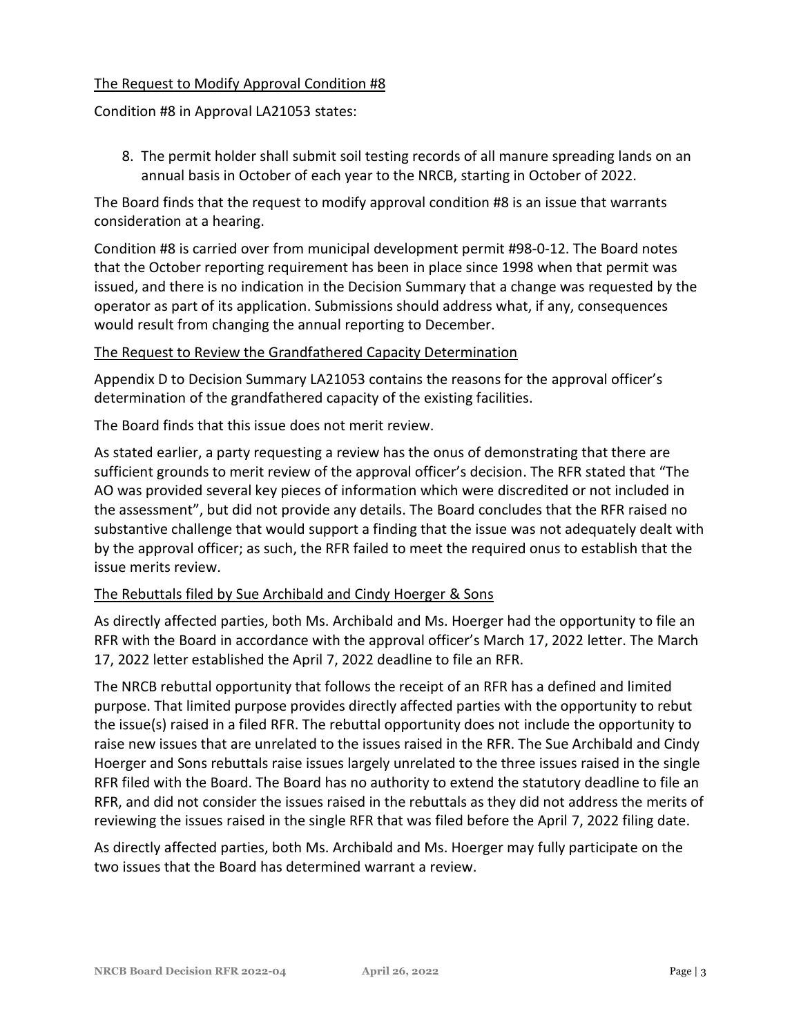## The Request to Modify Approval Condition #8

Condition #8 in Approval LA21053 states:

8. The permit holder shall submit soil testing records of all manure spreading lands on an annual basis in October of each year to the NRCB, starting in October of 2022.

The Board finds that the request to modify approval condition #8 is an issue that warrants consideration at a hearing.

Condition #8 is carried over from municipal development permit #98-0-12. The Board notes that the October reporting requirement has been in place since 1998 when that permit was issued, and there is no indication in the Decision Summary that a change was requested by the operator as part of its application. Submissions should address what, if any, consequences would result from changing the annual reporting to December.

## The Request to Review the Grandfathered Capacity Determination

Appendix D to Decision Summary LA21053 contains the reasons for the approval officer's determination of the grandfathered capacity of the existing facilities.

The Board finds that this issue does not merit review.

As stated earlier, a party requesting a review has the onus of demonstrating that there are sufficient grounds to merit review of the approval officer's decision. The RFR stated that "The AO was provided several key pieces of information which were discredited or not included in the assessment", but did not provide any details. The Board concludes that the RFR raised no substantive challenge that would support a finding that the issue was not adequately dealt with by the approval officer; as such, the RFR failed to meet the required onus to establish that the issue merits review.

## The Rebuttals filed by Sue Archibald and Cindy Hoerger & Sons

As directly affected parties, both Ms. Archibald and Ms. Hoerger had the opportunity to file an RFR with the Board in accordance with the approval officer's March 17, 2022 letter. The March 17, 2022 letter established the April 7, 2022 deadline to file an RFR.

The NRCB rebuttal opportunity that follows the receipt of an RFR has a defined and limited purpose. That limited purpose provides directly affected parties with the opportunity to rebut the issue(s) raised in a filed RFR. The rebuttal opportunity does not include the opportunity to raise new issues that are unrelated to the issues raised in the RFR. The Sue Archibald and Cindy Hoerger and Sons rebuttals raise issues largely unrelated to the three issues raised in the single RFR filed with the Board. The Board has no authority to extend the statutory deadline to file an RFR, and did not consider the issues raised in the rebuttals as they did not address the merits of reviewing the issues raised in the single RFR that was filed before the April 7, 2022 filing date.

As directly affected parties, both Ms. Archibald and Ms. Hoerger may fully participate on the two issues that the Board has determined warrant a review.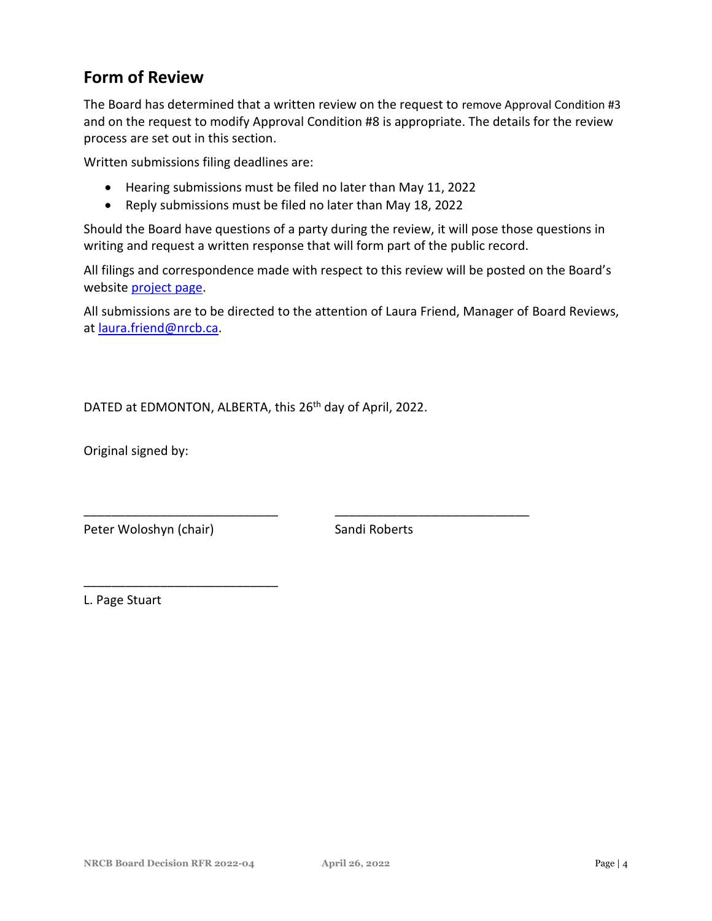## Form of Review

The Board has determined that a written review on the request to remove Approval Condition #3 and on the request to modify Approval Condition #8 is appropriate. The details for the review process are set out in this section.

Written submissions filing deadlines are:

- Hearing submissions must be filed no later than May 11, 2022
- Reply submissions must be filed no later than May 18, 2022

Should the Board have questions of a party during the review, it will pose those questions in writing and request a written response that will form part of the public record.

All filings and correspondence made with respect to this review will be posted on the Board's website [project page](project page).

All submissions are to be directed to the attention of Laura Friend, Manager of Board Reviews, at [laura.friend@nrcb.ca](mailto:laura.friend@nrcb.ca).

DATED at EDMONTON, ALBERTA, this 26th day of April, 2022.

Original signed by:

\_\_\_\_\_\_\_\_\_\_\_\_\_\_\_\_\_\_\_\_\_\_\_\_\_\_\_\_
Peter Woloshyn (chair)

\_\_\_\_\_\_\_\_\_\_\_\_\_\_\_\_\_\_\_\_\_\_\_\_\_\_\_\_
Sandi Roberts

\_\_\_\_\_\_\_\_\_\_\_\_\_\_\_\_\_\_\_\_\_\_\_\_\_\_\_\_
L. Page Stuart